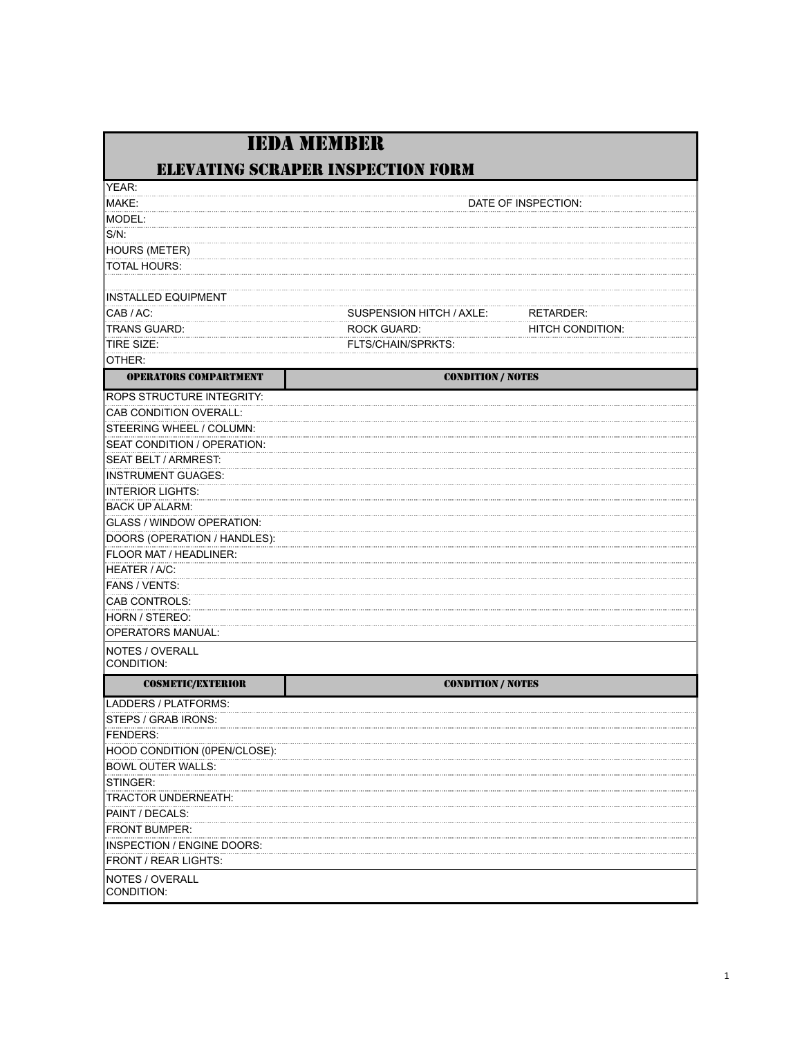# IEDA MEMBER

## ELEVATING SCRAPER INSPECTION FORM

YEAR:

MAKE: DATE OF INSPECTION:

MODEL:

S/N:

HOURS (METER)

TOTAL HOURS:

INSTALLED EQUIPMENT

| | | |
|---|---|---|
| CAB / AC: | SUSPENSION HITCH / AXLE: | RETARDER: |
| TRANS GUARD: | ROCK GUARD: | HITCH CONDITION: |
| TIRE SIZE: | FLTS/CHAIN/SPRKTS: | |
| OTHER: | | |

| OPERATORS COMPARTMENT | CONDITION / NOTES |
|---|---|
| ROPS STRUCTURE INTEGRITY: | |
| CAB CONDITION OVERALL: | |
| STEERING WHEEL / COLUMN: | |
| SEAT CONDITION / OPERATION: | |
| SEAT BELT / ARMREST: | |
| INSTRUMENT GUAGES: | |
| INTERIOR LIGHTS: | |
| BACK UP ALARM: | |
| GLASS / WINDOW OPERATION: | |
| DOORS (OPERATION / HANDLES): | |
| FLOOR MAT / HEADLINER: | |
| HEATER / A/C: | |
| FANS / VENTS: | |
| CAB CONTROLS: | |
| HORN / STEREO: | |
| OPERATORS MANUAL: | |
| NOTES / OVERALL CONDITION: | |

| COSMETIC/EXTERIOR | CONDITION / NOTES |
|---|---|
| LADDERS / PLATFORMS: | |
| STEPS / GRAB IRONS: | |
| FENDERS: | |
| HOOD CONDITION (0PEN/CLOSE): | |
| BOWL OUTER WALLS: | |
| STINGER: | |
| TRACTOR UNDERNEATH: | |
| PAINT / DECALS: | |
| FRONT BUMPER: | |
| INSPECTION / ENGINE DOORS: | |
| FRONT / REAR LIGHTS: | |
| NOTES / OVERALL CONDITION: | |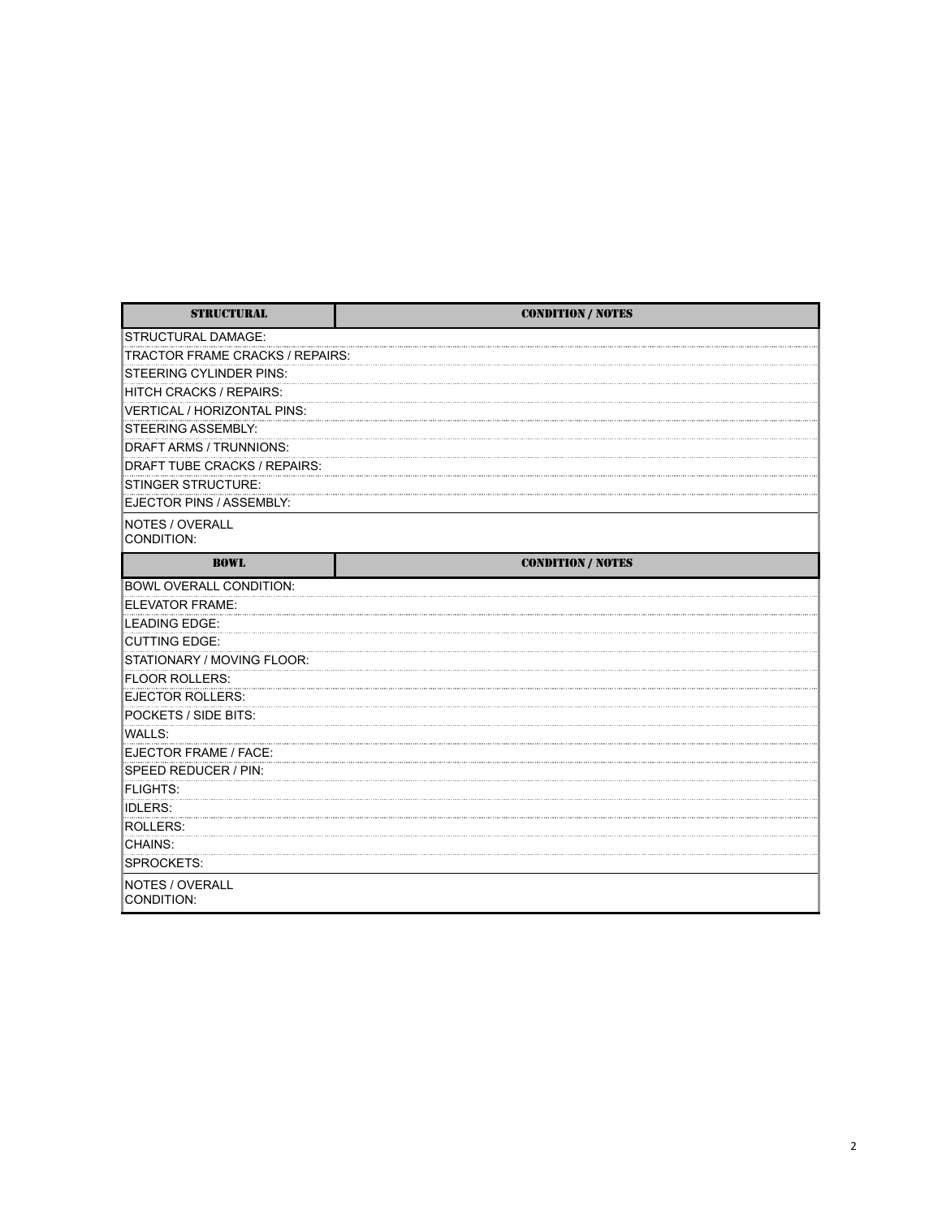| STRUCTURAL | CONDITION / NOTES |
| --- | --- |
| STRUCTURAL DAMAGE: | |
| TRACTOR FRAME CRACKS / REPAIRS: | |
| STEERING CYLINDER PINS: | |
| HITCH CRACKS / REPAIRS: | |
| VERTICAL / HORIZONTAL PINS: | |
| STEERING ASSEMBLY: | |
| DRAFT ARMS / TRUNNIONS: | |
| DRAFT TUBE CRACKS / REPAIRS: | |
| STINGER STRUCTURE: | |
| EJECTOR PINS / ASSEMBLY: | |
| NOTES / OVERALL CONDITION: | |

| BOWL | CONDITION / NOTES |
| --- | --- |
| BOWL OVERALL CONDITION: | |
| ELEVATOR FRAME: | |
| LEADING EDGE: | |
| CUTTING EDGE: | |
| STATIONARY / MOVING FLOOR: | |
| FLOOR ROLLERS: | |
| EJECTOR ROLLERS: | |
| POCKETS / SIDE BITS: | |
| WALLS: | |
| EJECTOR FRAME / FACE: | |
| SPEED REDUCER / PIN: | |
| FLIGHTS: | |
| IDLERS: | |
| ROLLERS: | |
| CHAINS: | |
| SPROCKETS: | |
| NOTES / OVERALL CONDITION: | |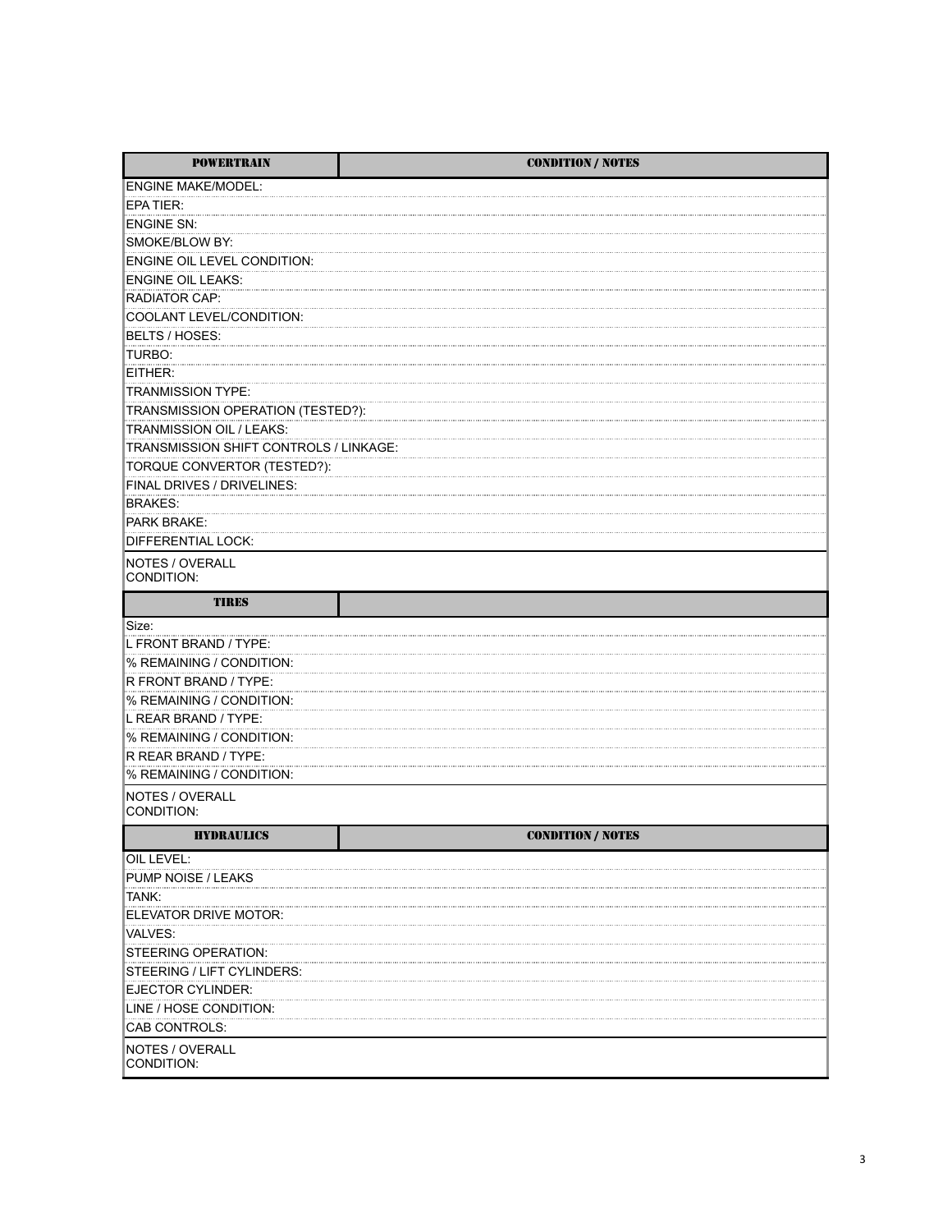| POWERTRAIN | CONDITION / NOTES |
| --- | --- |
| ENGINE MAKE/MODEL: | |
| EPA TIER: | |
| ENGINE SN: | |
| SMOKE/BLOW BY: | |
| ENGINE OIL LEVEL CONDITION: | |
| ENGINE OIL LEAKS: | |
| RADIATOR CAP: | |
| COOLANT LEVEL/CONDITION: | |
| BELTS / HOSES: | |
| TURBO: | |
| EITHER: | |
| TRANMISSION TYPE: | |
| TRANSMISSION OPERATION (TESTED?): | |
| TRANMISSION OIL / LEAKS: | |
| TRANSMISSION SHIFT CONTROLS / LINKAGE: | |
| TORQUE CONVERTOR (TESTED?): | |
| FINAL DRIVES / DRIVELINES: | |
| BRAKES: | |
| PARK BRAKE: | |
| DIFFERENTIAL LOCK: | |
| NOTES / OVERALL CONDITION: | |

| TIRES | |
| --- | --- |
| Size: | |
| L FRONT BRAND / TYPE: | |
| % REMAINING / CONDITION: | |
| R FRONT BRAND / TYPE: | |
| % REMAINING / CONDITION: | |
| L REAR BRAND / TYPE: | |
| % REMAINING / CONDITION: | |
| R REAR BRAND / TYPE: | |
| % REMAINING / CONDITION: | |
| NOTES / OVERALL CONDITION: | |

| HYDRAULICS | CONDITION / NOTES |
| --- | --- |
| OIL LEVEL: | |
| PUMP NOISE / LEAKS | |
| TANK: | |
| ELEVATOR DRIVE MOTOR: | |
| VALVES: | |
| STEERING OPERATION: | |
| STEERING / LIFT CYLINDERS: | |
| EJECTOR CYLINDER: | |
| LINE / HOSE CONDITION: | |
| CAB CONTROLS: | |
| NOTES / OVERALL CONDITION: | |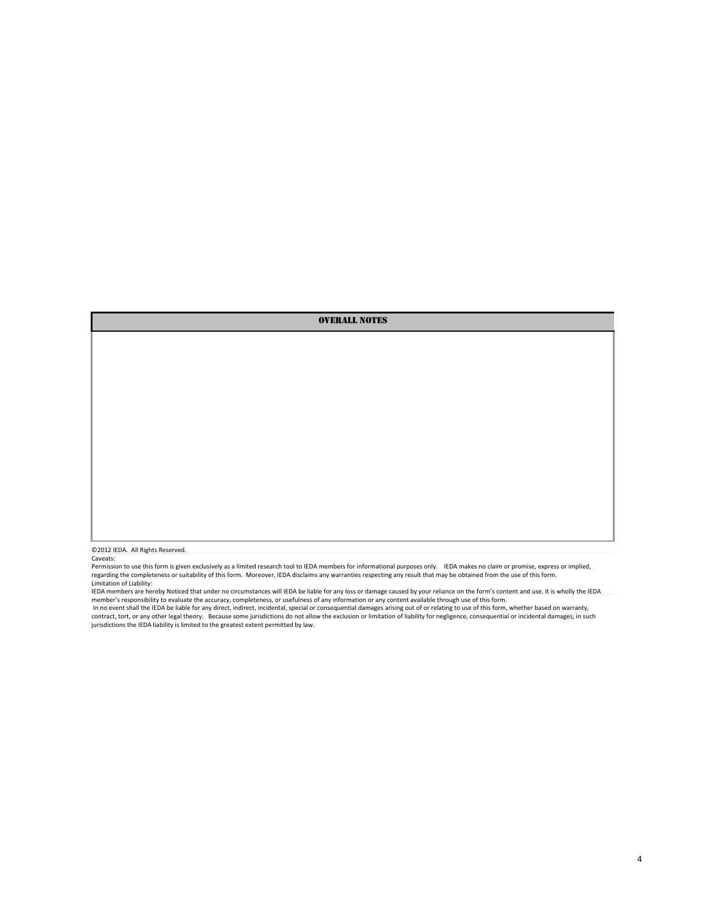| OVERALL NOTES |
| --- |
| |

©2012 IEDA. All Rights Reserved.

Caveats:

Permission to use this form is given exclusively as a limited research tool to IEDA members for informational purposes only. IEDA makes no claim or promise, express or implied, regarding the completeness or suitability of this form. Moreover, IEDA disclaims any warranties respecting any result that may be obtained from the use of this form.

Limitation of Liability:

IEDA members are hereby Noticed that under no circumstances will IEDA be liable for any loss or damage caused by your reliance on the form's content and use. It is wholly the IEDA member's responsibility to evaluate the accuracy, completeness, or usefulness of any information or any content available through use of this form.

In no event shall the IEDA be liable for any direct, indirect, incidental, special or consequential damages arising out of or relating to use of this form, whether based on warranty, contract, tort, or any other legal theory. Because some jurisdictions do not allow the exclusion or limitation of liability for negligence, consequential or incidental damages, in such jurisdictions the IEDA liability is limited to the greatest extent permitted by law.